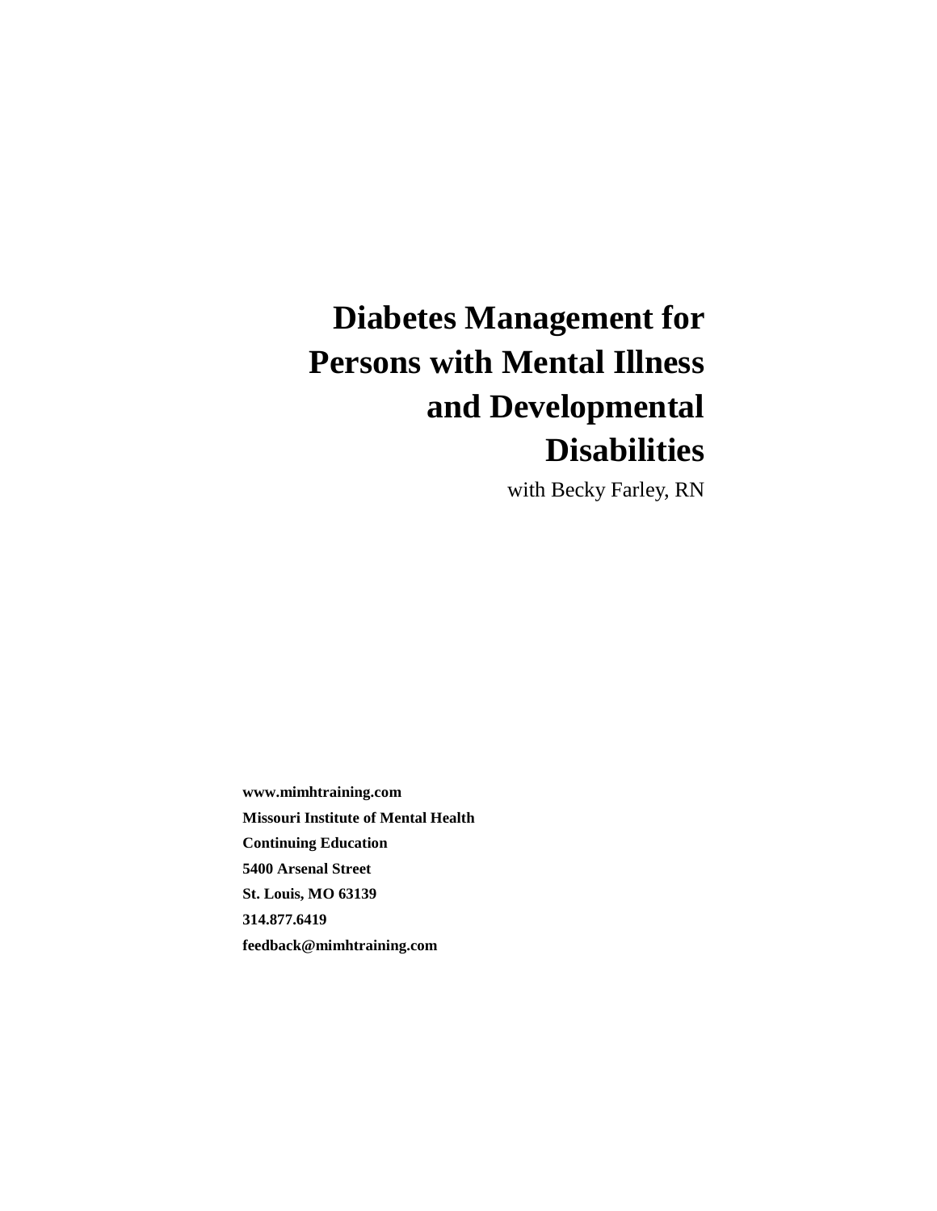# Diabetes Management for Persons with Mental Illness and Developmental Disabilities

with Becky Farley, RN

**www.mimhtraining.com**
**Missouri Institute of Mental Health**
**Continuing Education**
**5400 Arsenal Street**
**St. Louis, MO 63139**
**314.877.6419**
**feedback@mimhtraining.com**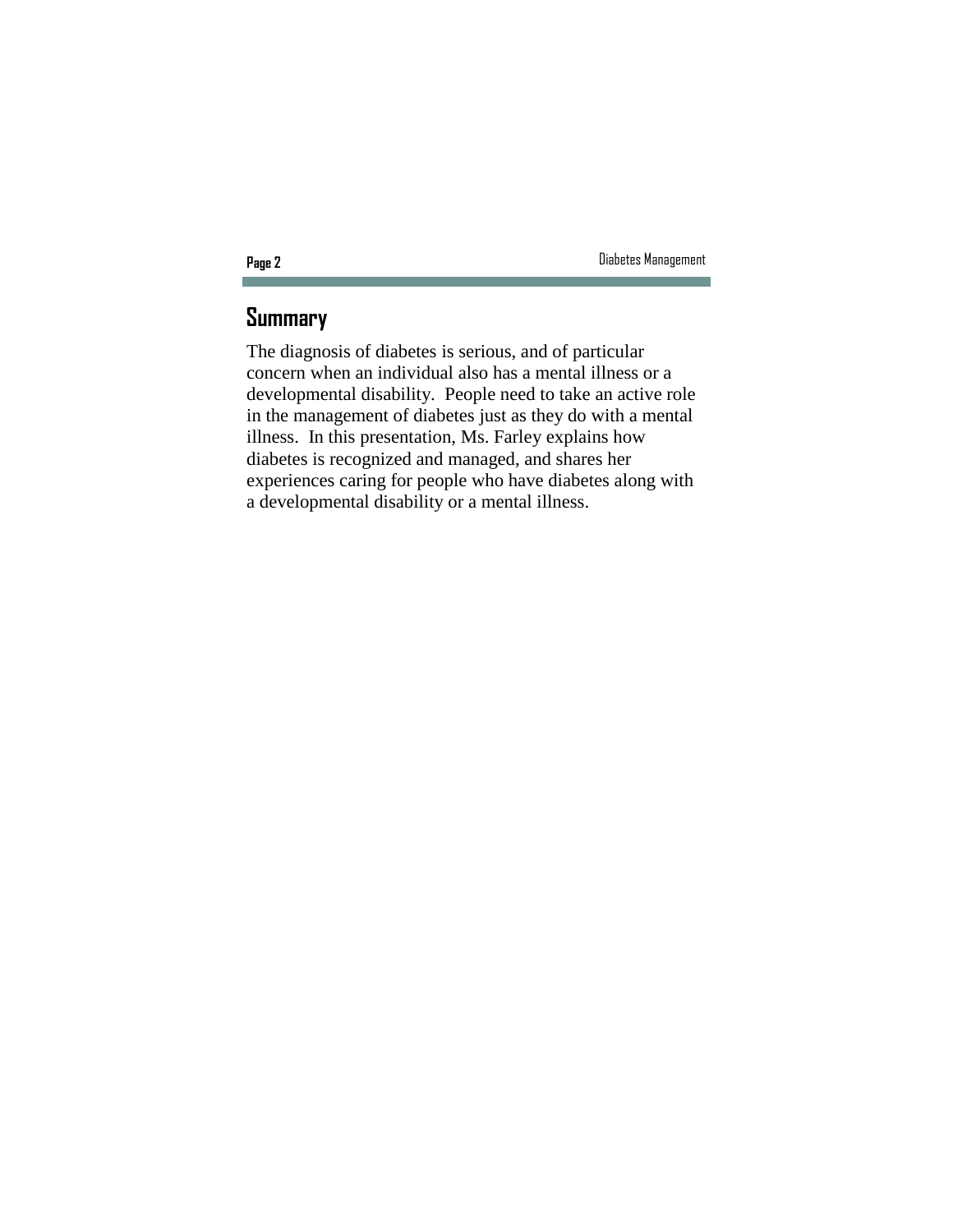## Summary

The diagnosis of diabetes is serious, and of particular concern when an individual also has a mental illness or a developmental disability. People need to take an active role in the management of diabetes just as they do with a mental illness. In this presentation, Ms. Farley explains how diabetes is recognized and managed, and shares her experiences caring for people who have diabetes along with a developmental disability or a mental illness.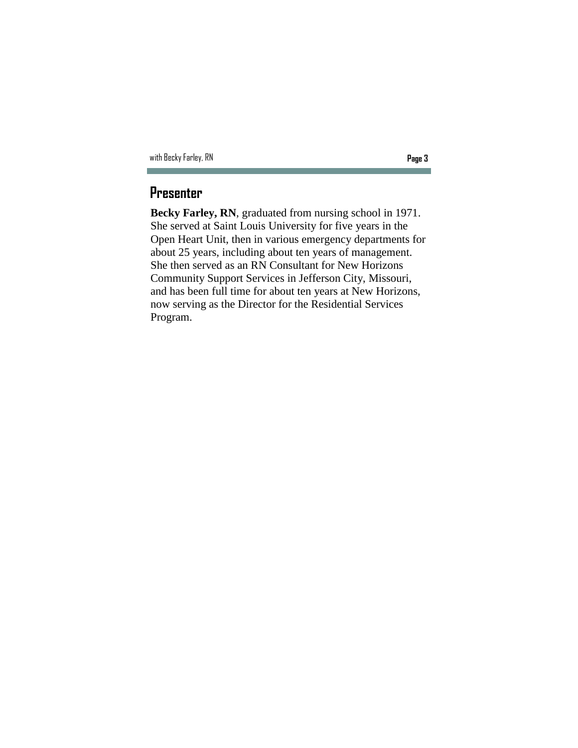## Presenter

**Becky Farley, RN**, graduated from nursing school in 1971. She served at Saint Louis University for five years in the Open Heart Unit, then in various emergency departments for about 25 years, including about ten years of management. She then served as an RN Consultant for New Horizons Community Support Services in Jefferson City, Missouri, and has been full time for about ten years at New Horizons, now serving as the Director for the Residential Services Program.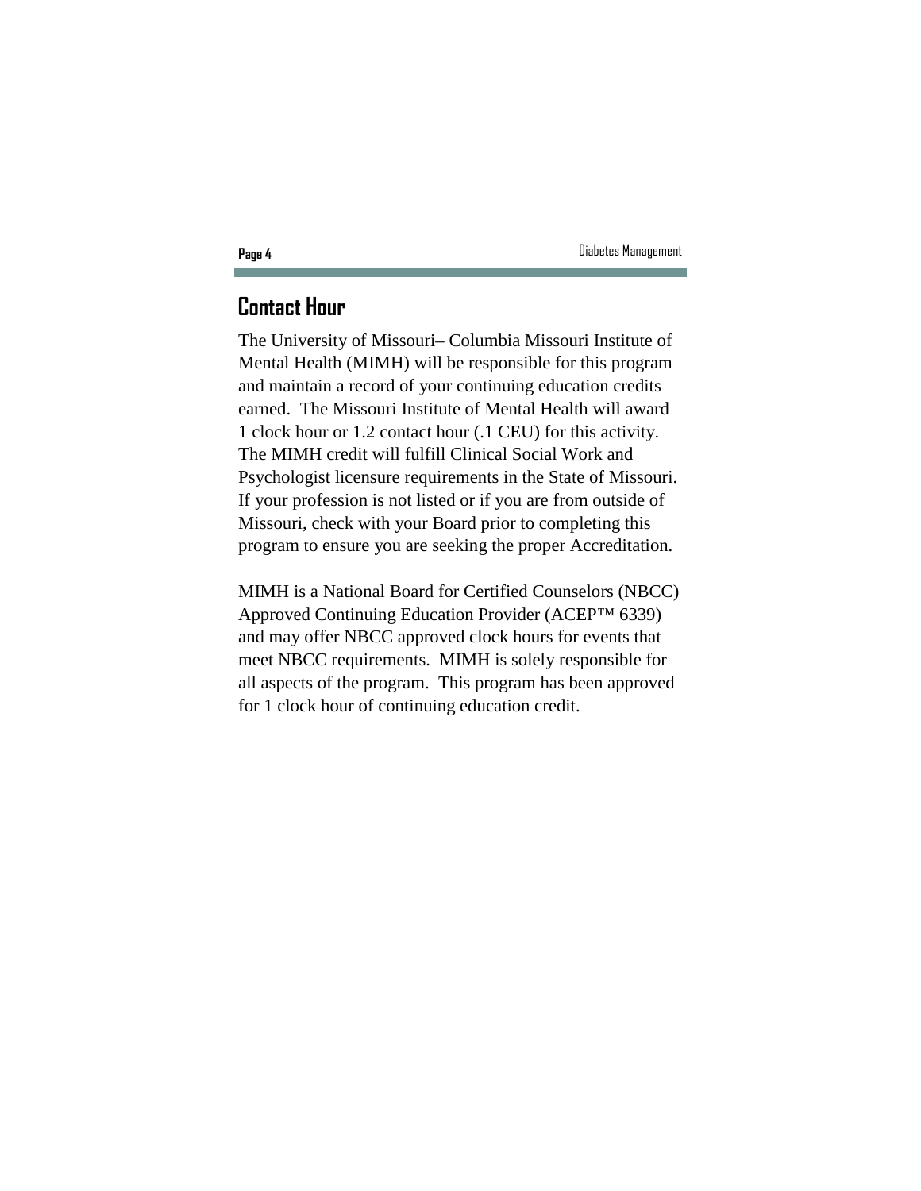## Contact Hour

The University of Missouri– Columbia Missouri Institute of Mental Health (MIMH) will be responsible for this program and maintain a record of your continuing education credits earned. The Missouri Institute of Mental Health will award 1 clock hour or 1.2 contact hour (.1 CEU) for this activity. The MIMH credit will fulfill Clinical Social Work and Psychologist licensure requirements in the State of Missouri. If your profession is not listed or if you are from outside of Missouri, check with your Board prior to completing this program to ensure you are seeking the proper Accreditation.

MIMH is a National Board for Certified Counselors (NBCC) Approved Continuing Education Provider (ACEP™ 6339) and may offer NBCC approved clock hours for events that meet NBCC requirements. MIMH is solely responsible for all aspects of the program. This program has been approved for 1 clock hour of continuing education credit.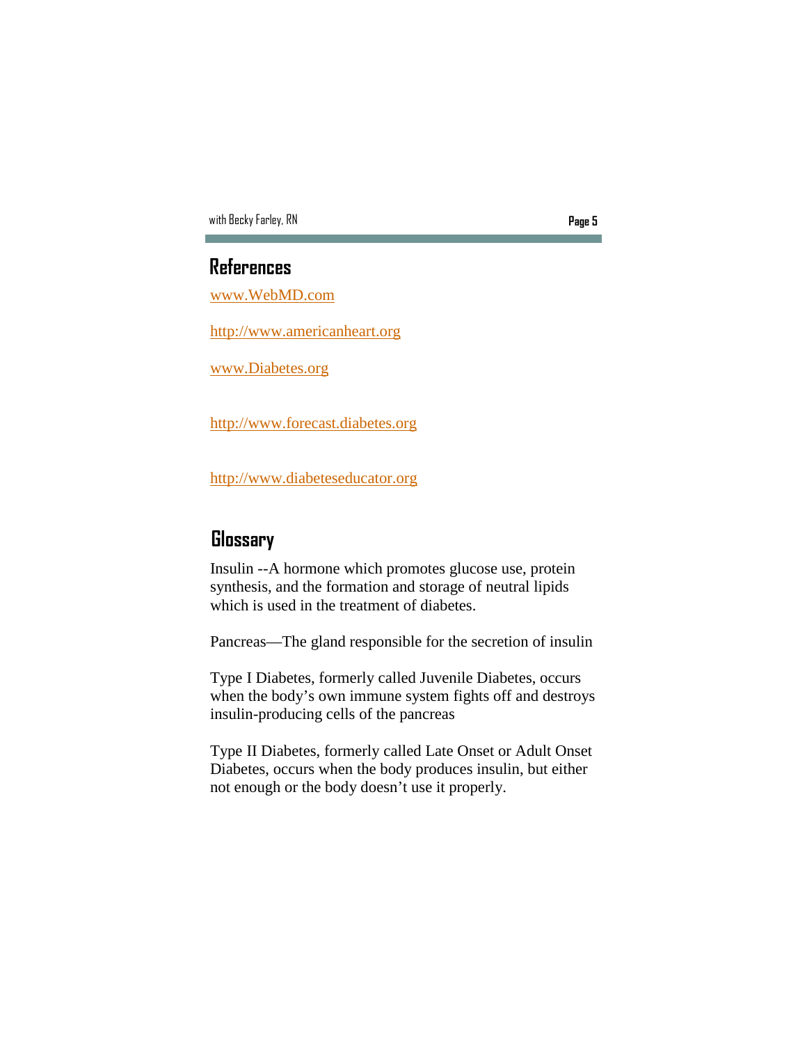## References

www.WebMD.com

http://www.americanheart.org

www.Diabetes.org

http://www.forecast.diabetes.org

http://www.diabeteseducator.org

## Glossary

Insulin --A hormone which promotes glucose use, protein synthesis, and the formation and storage of neutral lipids which is used in the treatment of diabetes.

Pancreas—The gland responsible for the secretion of insulin

Type I Diabetes, formerly called Juvenile Diabetes, occurs when the body's own immune system fights off and destroys insulin-producing cells of the pancreas

Type II Diabetes, formerly called Late Onset or Adult Onset Diabetes, occurs when the body produces insulin, but either not enough or the body doesn't use it properly.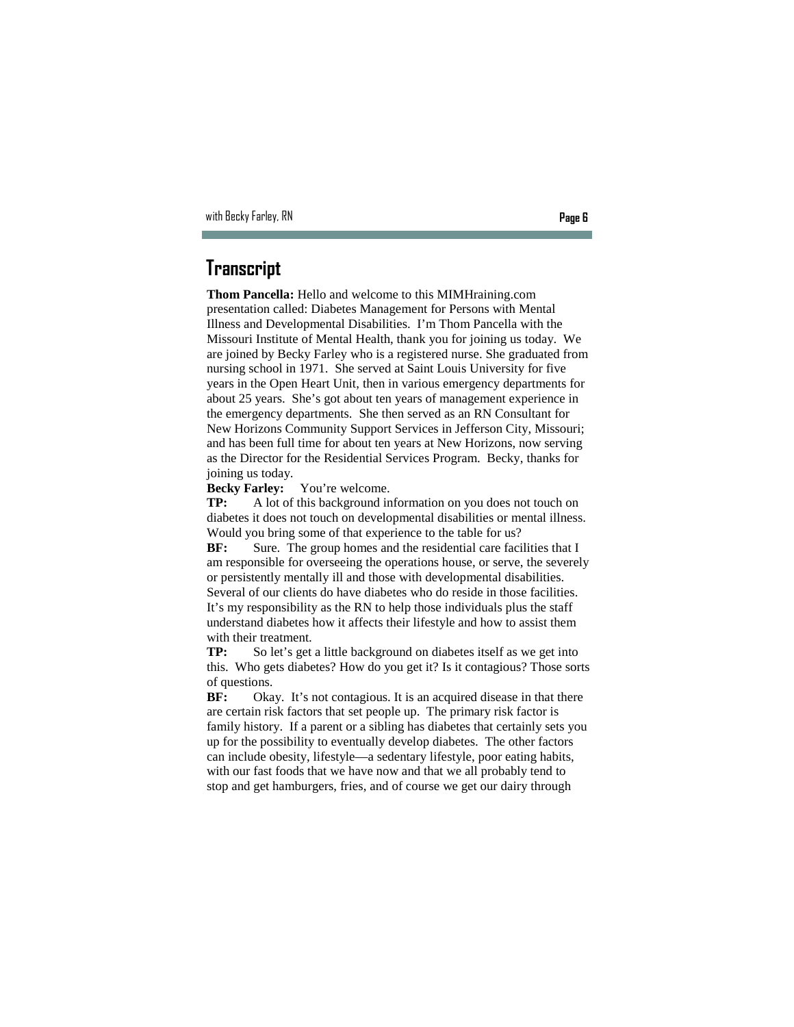## Transcript

**Thom Pancella:** Hello and welcome to this MIMHraining.com presentation called: Diabetes Management for Persons with Mental Illness and Developmental Disabilities. I'm Thom Pancella with the Missouri Institute of Mental Health, thank you for joining us today. We are joined by Becky Farley who is a registered nurse. She graduated from nursing school in 1971. She served at Saint Louis University for five years in the Open Heart Unit, then in various emergency departments for about 25 years. She's got about ten years of management experience in the emergency departments. She then served as an RN Consultant for New Horizons Community Support Services in Jefferson City, Missouri; and has been full time for about ten years at New Horizons, now serving as the Director for the Residential Services Program. Becky, thanks for joining us today.

**Becky Farley:** You're welcome.

**TP:** A lot of this background information on you does not touch on diabetes it does not touch on developmental disabilities or mental illness. Would you bring some of that experience to the table for us?

**BF:** Sure. The group homes and the residential care facilities that I am responsible for overseeing the operations house, or serve, the severely or persistently mentally ill and those with developmental disabilities. Several of our clients do have diabetes who do reside in those facilities. It's my responsibility as the RN to help those individuals plus the staff understand diabetes how it affects their lifestyle and how to assist them with their treatment.

**TP:** So let's get a little background on diabetes itself as we get into this. Who gets diabetes? How do you get it? Is it contagious? Those sorts of questions.

**BF:** Okay. It's not contagious. It is an acquired disease in that there are certain risk factors that set people up. The primary risk factor is family history. If a parent or a sibling has diabetes that certainly sets you up for the possibility to eventually develop diabetes. The other factors can include obesity, lifestyle—a sedentary lifestyle, poor eating habits, with our fast foods that we have now and that we all probably tend to stop and get hamburgers, fries, and of course we get our dairy through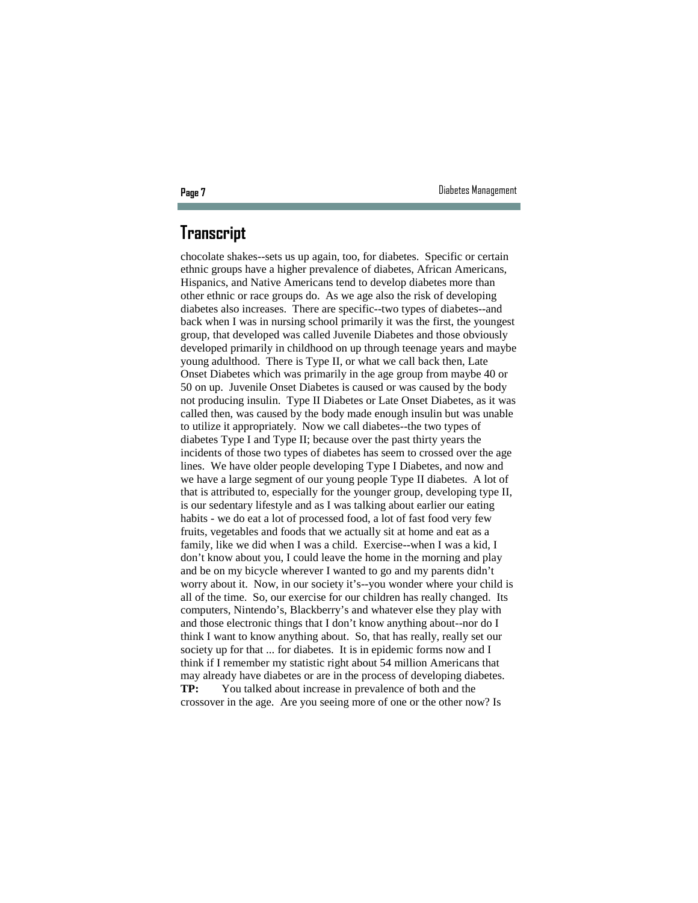## Transcript

chocolate shakes--sets us up again, too, for diabetes. Specific or certain ethnic groups have a higher prevalence of diabetes, African Americans, Hispanics, and Native Americans tend to develop diabetes more than other ethnic or race groups do. As we age also the risk of developing diabetes also increases. There are specific--two types of diabetes--and back when I was in nursing school primarily it was the first, the youngest group, that developed was called Juvenile Diabetes and those obviously developed primarily in childhood on up through teenage years and maybe young adulthood. There is Type II, or what we call back then, Late Onset Diabetes which was primarily in the age group from maybe 40 or 50 on up. Juvenile Onset Diabetes is caused or was caused by the body not producing insulin. Type II Diabetes or Late Onset Diabetes, as it was called then, was caused by the body made enough insulin but was unable to utilize it appropriately. Now we call diabetes--the two types of diabetes Type I and Type II; because over the past thirty years the incidents of those two types of diabetes has seem to crossed over the age lines. We have older people developing Type I Diabetes, and now and we have a large segment of our young people Type II diabetes. A lot of that is attributed to, especially for the younger group, developing type II, is our sedentary lifestyle and as I was talking about earlier our eating habits - we do eat a lot of processed food, a lot of fast food very few fruits, vegetables and foods that we actually sit at home and eat as a family, like we did when I was a child. Exercise--when I was a kid, I don't know about you, I could leave the home in the morning and play and be on my bicycle wherever I wanted to go and my parents didn't worry about it. Now, in our society it's--you wonder where your child is all of the time. So, our exercise for our children has really changed. Its computers, Nintendo's, Blackberry's and whatever else they play with and those electronic things that I don't know anything about--nor do I think I want to know anything about. So, that has really, really set our society up for that ... for diabetes. It is in epidemic forms now and I think if I remember my statistic right about 54 million Americans that may already have diabetes or are in the process of developing diabetes.

**TP:** You talked about increase in prevalence of both and the crossover in the age. Are you seeing more of one or the other now? Is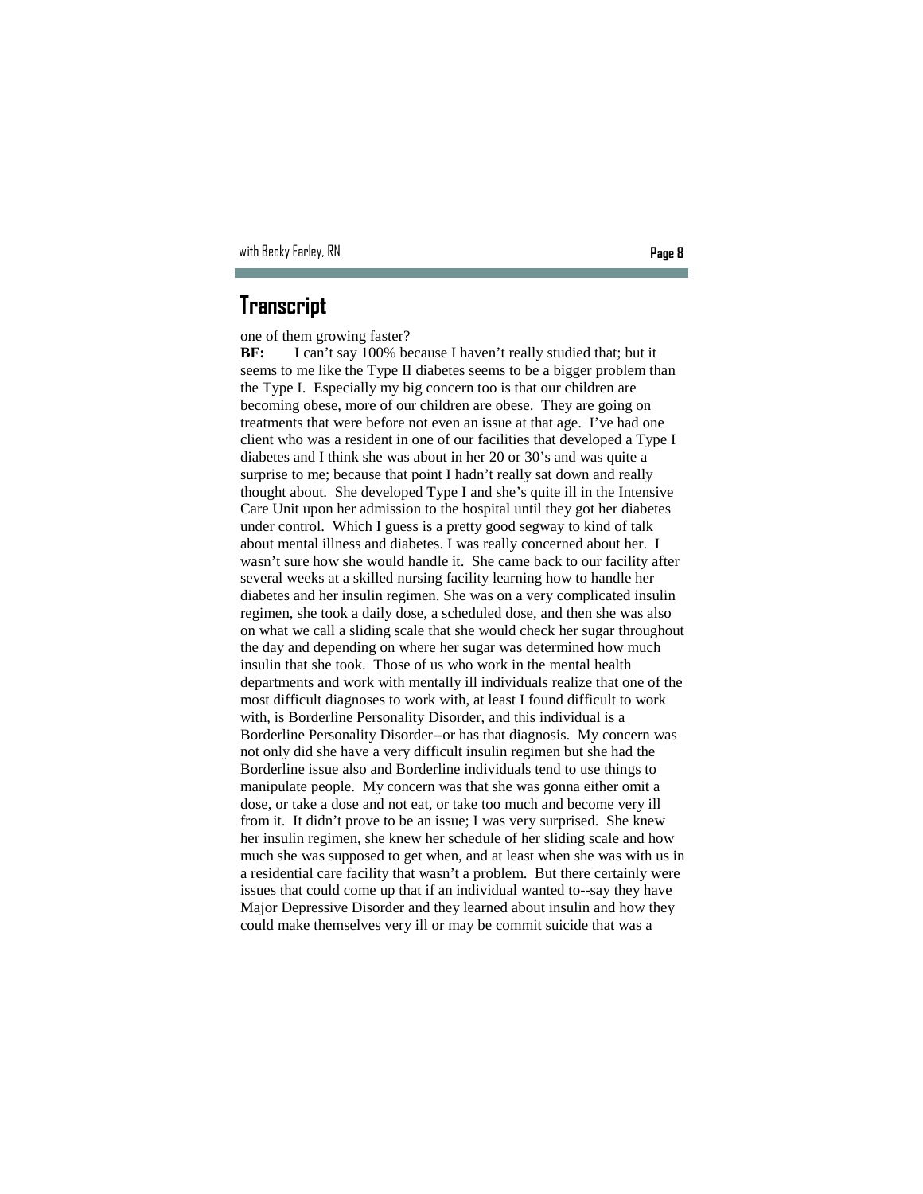## Transcript

one of them growing faster?

**BF:** I can't say 100% because I haven't really studied that; but it seems to me like the Type II diabetes seems to be a bigger problem than the Type I. Especially my big concern too is that our children are becoming obese, more of our children are obese. They are going on treatments that were before not even an issue at that age. I've had one client who was a resident in one of our facilities that developed a Type I diabetes and I think she was about in her 20 or 30's and was quite a surprise to me; because that point I hadn't really sat down and really thought about. She developed Type I and she's quite ill in the Intensive Care Unit upon her admission to the hospital until they got her diabetes under control. Which I guess is a pretty good segway to kind of talk about mental illness and diabetes. I was really concerned about her. I wasn't sure how she would handle it. She came back to our facility after several weeks at a skilled nursing facility learning how to handle her diabetes and her insulin regimen. She was on a very complicated insulin regimen, she took a daily dose, a scheduled dose, and then she was also on what we call a sliding scale that she would check her sugar throughout the day and depending on where her sugar was determined how much insulin that she took. Those of us who work in the mental health departments and work with mentally ill individuals realize that one of the most difficult diagnoses to work with, at least I found difficult to work with, is Borderline Personality Disorder, and this individual is a Borderline Personality Disorder--or has that diagnosis. My concern was not only did she have a very difficult insulin regimen but she had the Borderline issue also and Borderline individuals tend to use things to manipulate people. My concern was that she was gonna either omit a dose, or take a dose and not eat, or take too much and become very ill from it. It didn't prove to be an issue; I was very surprised. She knew her insulin regimen, she knew her schedule of her sliding scale and how much she was supposed to get when, and at least when she was with us in a residential care facility that wasn't a problem. But there certainly were issues that could come up that if an individual wanted to--say they have Major Depressive Disorder and they learned about insulin and how they could make themselves very ill or may be commit suicide that was a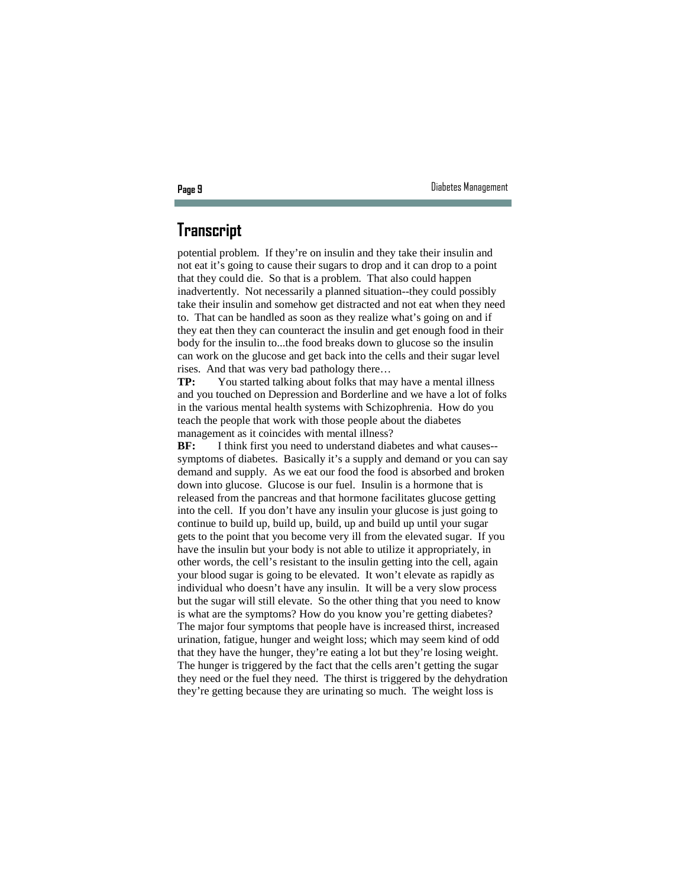## Transcript

potential problem. If they're on insulin and they take their insulin and not eat it's going to cause their sugars to drop and it can drop to a point that they could die. So that is a problem. That also could happen inadvertently. Not necessarily a planned situation--they could possibly take their insulin and somehow get distracted and not eat when they need to. That can be handled as soon as they realize what's going on and if they eat then they can counteract the insulin and get enough food in their body for the insulin to...the food breaks down to glucose so the insulin can work on the glucose and get back into the cells and their sugar level rises. And that was very bad pathology there…

**TP:** You started talking about folks that may have a mental illness and you touched on Depression and Borderline and we have a lot of folks in the various mental health systems with Schizophrenia. How do you teach the people that work with those people about the diabetes management as it coincides with mental illness?

**BF:** I think first you need to understand diabetes and what causes--symptoms of diabetes. Basically it's a supply and demand or you can say demand and supply. As we eat our food the food is absorbed and broken down into glucose. Glucose is our fuel. Insulin is a hormone that is released from the pancreas and that hormone facilitates glucose getting into the cell. If you don't have any insulin your glucose is just going to continue to build up, build up, build, up and build up until your sugar gets to the point that you become very ill from the elevated sugar. If you have the insulin but your body is not able to utilize it appropriately, in other words, the cell's resistant to the insulin getting into the cell, again your blood sugar is going to be elevated. It won't elevate as rapidly as individual who doesn't have any insulin. It will be a very slow process but the sugar will still elevate. So the other thing that you need to know is what are the symptoms? How do you know you're getting diabetes? The major four symptoms that people have is increased thirst, increased urination, fatigue, hunger and weight loss; which may seem kind of odd that they have the hunger, they're eating a lot but they're losing weight. The hunger is triggered by the fact that the cells aren't getting the sugar they need or the fuel they need. The thirst is triggered by the dehydration they're getting because they are urinating so much. The weight loss is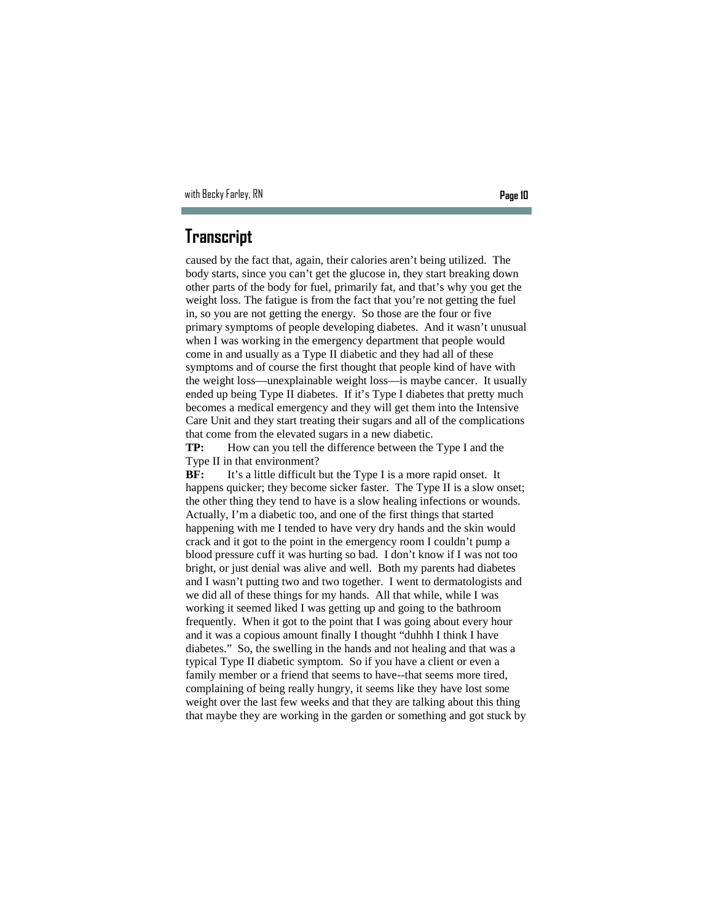## Transcript

caused by the fact that, again, their calories aren't being utilized. The body starts, since you can't get the glucose in, they start breaking down other parts of the body for fuel, primarily fat, and that's why you get the weight loss. The fatigue is from the fact that you're not getting the fuel in, so you are not getting the energy. So those are the four or five primary symptoms of people developing diabetes. And it wasn't unusual when I was working in the emergency department that people would come in and usually as a Type II diabetic and they had all of these symptoms and of course the first thought that people kind of have with the weight loss—unexplainable weight loss—is maybe cancer. It usually ended up being Type II diabetes. If it's Type I diabetes that pretty much becomes a medical emergency and they will get them into the Intensive Care Unit and they start treating their sugars and all of the complications that come from the elevated sugars in a new diabetic.

**TP:** How can you tell the difference between the Type I and the Type II in that environment?

**BF:** It's a little difficult but the Type I is a more rapid onset. It happens quicker; they become sicker faster. The Type II is a slow onset; the other thing they tend to have is a slow healing infections or wounds. Actually, I'm a diabetic too, and one of the first things that started happening with me I tended to have very dry hands and the skin would crack and it got to the point in the emergency room I couldn't pump a blood pressure cuff it was hurting so bad. I don't know if I was not too bright, or just denial was alive and well. Both my parents had diabetes and I wasn't putting two and two together. I went to dermatologists and we did all of these things for my hands. All that while, while I was working it seemed liked I was getting up and going to the bathroom frequently. When it got to the point that I was going about every hour and it was a copious amount finally I thought "duhhh I think I have diabetes." So, the swelling in the hands and not healing and that was a typical Type II diabetic symptom. So if you have a client or even a family member or a friend that seems to have--that seems more tired, complaining of being really hungry, it seems like they have lost some weight over the last few weeks and that they are talking about this thing that maybe they are working in the garden or something and got stuck by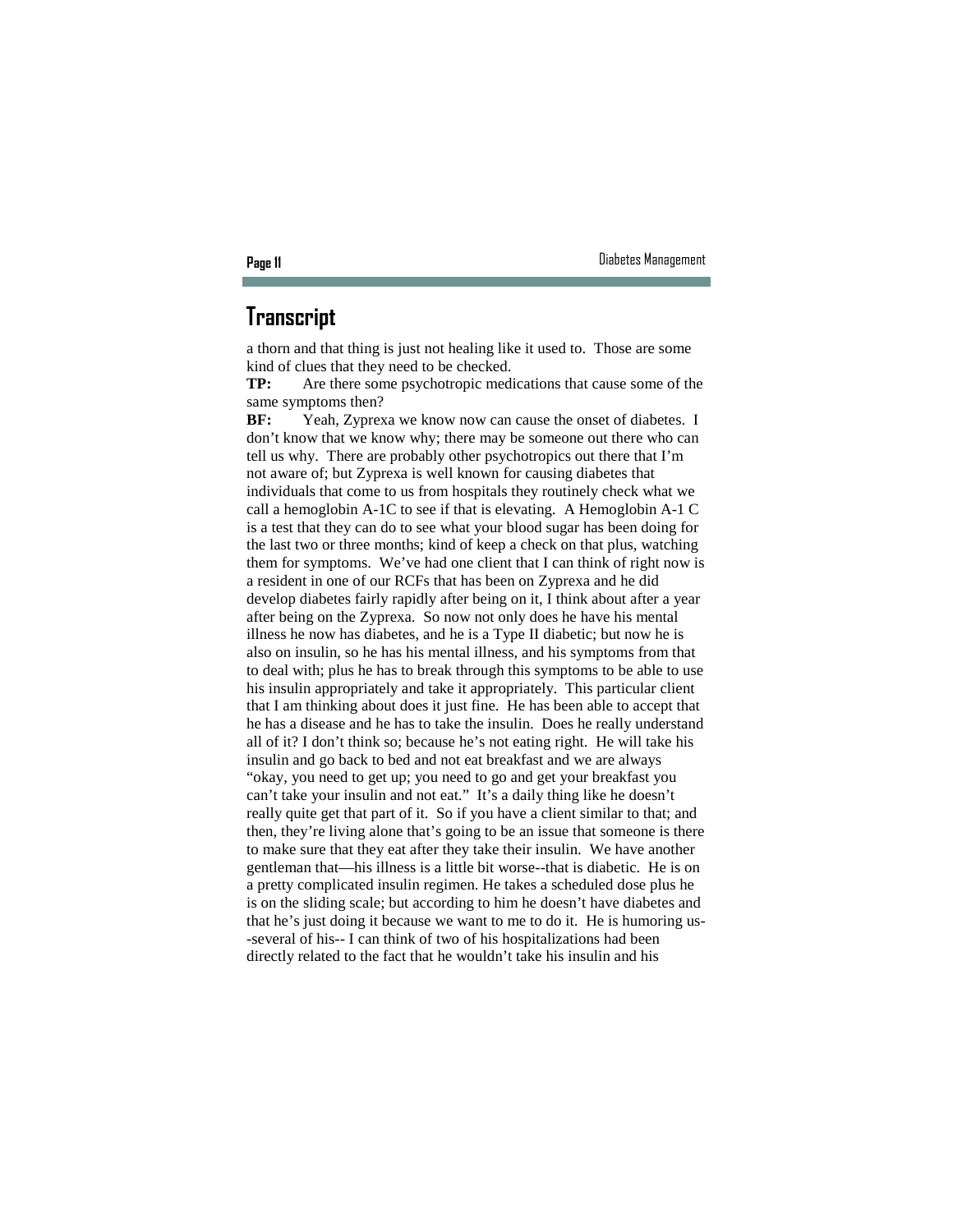## Transcript

a thorn and that thing is just not healing like it used to. Those are some kind of clues that they need to be checked.

**TP:** Are there some psychotropic medications that cause some of the same symptoms then?

**BF:** Yeah, Zyprexa we know now can cause the onset of diabetes. I don't know that we know why; there may be someone out there who can tell us why. There are probably other psychotropics out there that I'm not aware of; but Zyprexa is well known for causing diabetes that individuals that come to us from hospitals they routinely check what we call a hemoglobin A-1C to see if that is elevating. A Hemoglobin A-1 C is a test that they can do to see what your blood sugar has been doing for the last two or three months; kind of keep a check on that plus, watching them for symptoms. We've had one client that I can think of right now is a resident in one of our RCFs that has been on Zyprexa and he did develop diabetes fairly rapidly after being on it, I think about after a year after being on the Zyprexa. So now not only does he have his mental illness he now has diabetes, and he is a Type II diabetic; but now he is also on insulin, so he has his mental illness, and his symptoms from that to deal with; plus he has to break through this symptoms to be able to use his insulin appropriately and take it appropriately. This particular client that I am thinking about does it just fine. He has been able to accept that he has a disease and he has to take the insulin. Does he really understand all of it? I don't think so; because he's not eating right. He will take his insulin and go back to bed and not eat breakfast and we are always "okay, you need to get up; you need to go and get your breakfast you can't take your insulin and not eat." It's a daily thing like he doesn't really quite get that part of it. So if you have a client similar to that; and then, they're living alone that's going to be an issue that someone is there to make sure that they eat after they take their insulin. We have another gentleman that—his illness is a little bit worse--that is diabetic. He is on a pretty complicated insulin regimen. He takes a scheduled dose plus he is on the sliding scale; but according to him he doesn't have diabetes and that he's just doing it because we want to me to do it. He is humoring us--several of his-- I can think of two of his hospitalizations had been directly related to the fact that he wouldn't take his insulin and his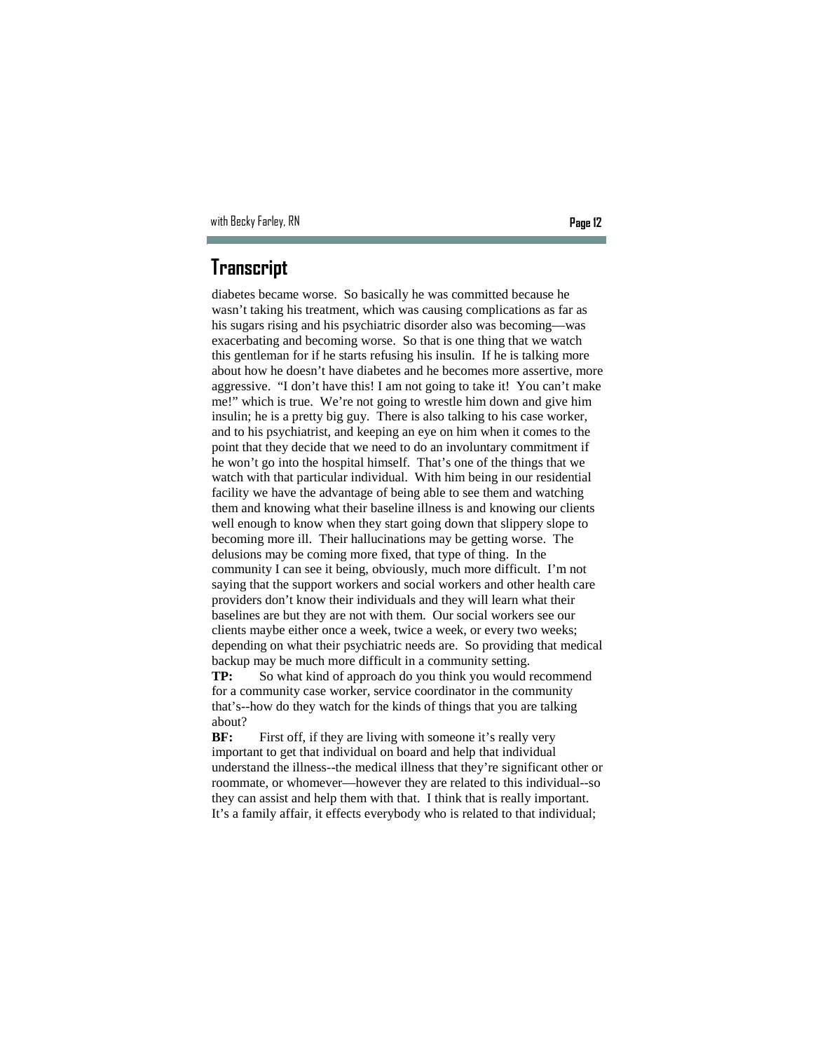## Transcript

diabetes became worse. So basically he was committed because he wasn't taking his treatment, which was causing complications as far as his sugars rising and his psychiatric disorder also was becoming—was exacerbating and becoming worse. So that is one thing that we watch this gentleman for if he starts refusing his insulin. If he is talking more about how he doesn't have diabetes and he becomes more assertive, more aggressive. "I don't have this! I am not going to take it! You can't make me!" which is true. We're not going to wrestle him down and give him insulin; he is a pretty big guy. There is also talking to his case worker, and to his psychiatrist, and keeping an eye on him when it comes to the point that they decide that we need to do an involuntary commitment if he won't go into the hospital himself. That's one of the things that we watch with that particular individual. With him being in our residential facility we have the advantage of being able to see them and watching them and knowing what their baseline illness is and knowing our clients well enough to know when they start going down that slippery slope to becoming more ill. Their hallucinations may be getting worse. The delusions may be coming more fixed, that type of thing. In the community I can see it being, obviously, much more difficult. I'm not saying that the support workers and social workers and other health care providers don't know their individuals and they will learn what their baselines are but they are not with them. Our social workers see our clients maybe either once a week, twice a week, or every two weeks; depending on what their psychiatric needs are. So providing that medical backup may be much more difficult in a community setting.

**TP:** So what kind of approach do you think you would recommend for a community case worker, service coordinator in the community that's--how do they watch for the kinds of things that you are talking about?

**BF:** First off, if they are living with someone it's really very important to get that individual on board and help that individual understand the illness--the medical illness that they're significant other or roommate, or whomever—however they are related to this individual--so they can assist and help them with that. I think that is really important. It's a family affair, it effects everybody who is related to that individual;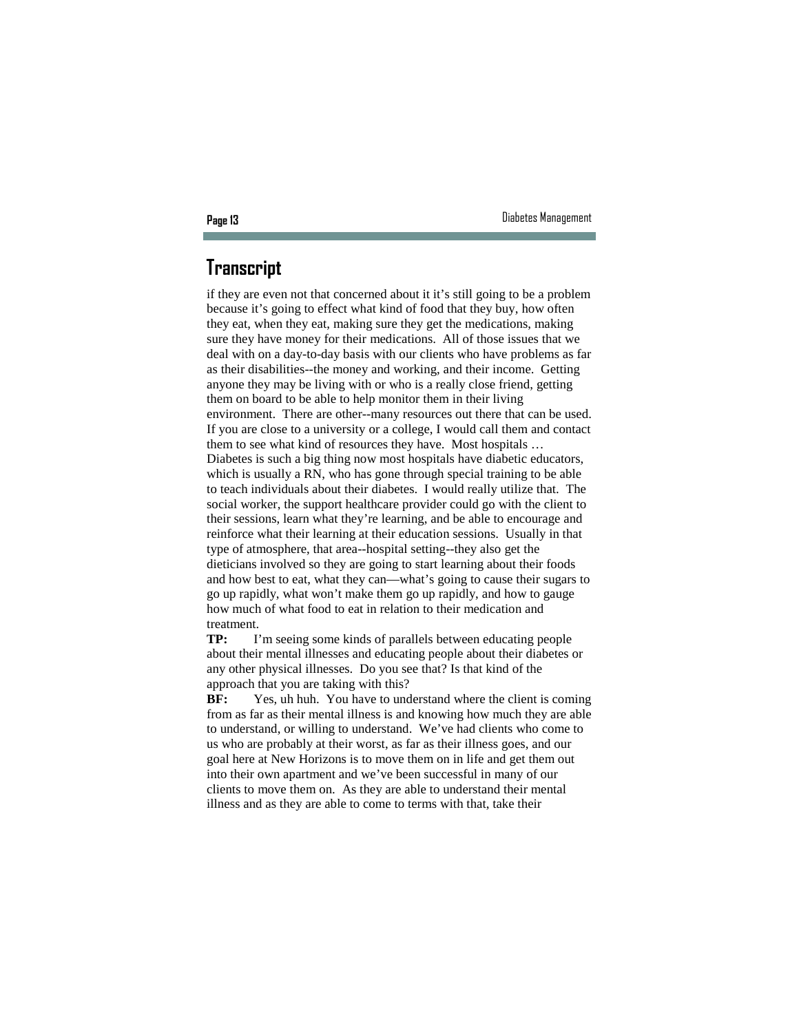## Transcript

if they are even not that concerned about it it's still going to be a problem because it's going to effect what kind of food that they buy, how often they eat, when they eat, making sure they get the medications, making sure they have money for their medications. All of those issues that we deal with on a day-to-day basis with our clients who have problems as far as their disabilities--the money and working, and their income. Getting anyone they may be living with or who is a really close friend, getting them on board to be able to help monitor them in their living environment. There are other--many resources out there that can be used. If you are close to a university or a college, I would call them and contact them to see what kind of resources they have. Most hospitals … Diabetes is such a big thing now most hospitals have diabetic educators, which is usually a RN, who has gone through special training to be able to teach individuals about their diabetes. I would really utilize that. The social worker, the support healthcare provider could go with the client to their sessions, learn what they're learning, and be able to encourage and reinforce what their learning at their education sessions. Usually in that type of atmosphere, that area--hospital setting--they also get the dieticians involved so they are going to start learning about their foods and how best to eat, what they can—what's going to cause their sugars to go up rapidly, what won't make them go up rapidly, and how to gauge how much of what food to eat in relation to their medication and treatment.

**TP:** I'm seeing some kinds of parallels between educating people about their mental illnesses and educating people about their diabetes or any other physical illnesses. Do you see that? Is that kind of the approach that you are taking with this?

**BF:** Yes, uh huh. You have to understand where the client is coming from as far as their mental illness is and knowing how much they are able to understand, or willing to understand. We've had clients who come to us who are probably at their worst, as far as their illness goes, and our goal here at New Horizons is to move them on in life and get them out into their own apartment and we've been successful in many of our clients to move them on. As they are able to understand their mental illness and as they are able to come to terms with that, take their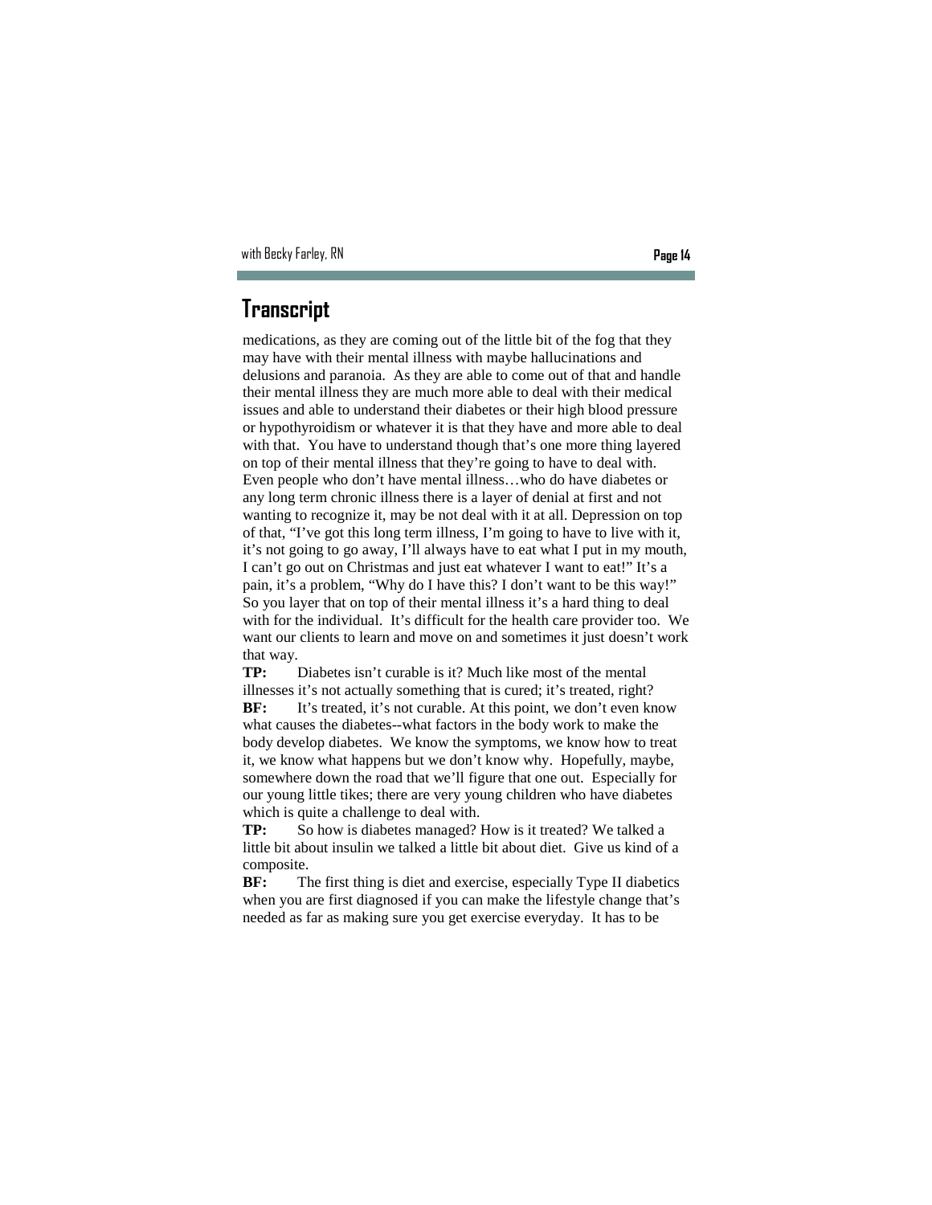## Transcript

medications, as they are coming out of the little bit of the fog that they may have with their mental illness with maybe hallucinations and delusions and paranoia. As they are able to come out of that and handle their mental illness they are much more able to deal with their medical issues and able to understand their diabetes or their high blood pressure or hypothyroidism or whatever it is that they have and more able to deal with that. You have to understand though that's one more thing layered on top of their mental illness that they're going to have to deal with. Even people who don't have mental illness…who do have diabetes or any long term chronic illness there is a layer of denial at first and not wanting to recognize it, may be not deal with it at all. Depression on top of that, "I've got this long term illness, I'm going to have to live with it, it's not going to go away, I'll always have to eat what I put in my mouth, I can't go out on Christmas and just eat whatever I want to eat!" It's a pain, it's a problem, "Why do I have this? I don't want to be this way!" So you layer that on top of their mental illness it's a hard thing to deal with for the individual. It's difficult for the health care provider too. We want our clients to learn and move on and sometimes it just doesn't work that way.

**TP:** Diabetes isn't curable is it? Much like most of the mental illnesses it's not actually something that is cured; it's treated, right?

**BF:** It's treated, it's not curable. At this point, we don't even know what causes the diabetes--what factors in the body work to make the body develop diabetes. We know the symptoms, we know how to treat it, we know what happens but we don't know why. Hopefully, maybe, somewhere down the road that we'll figure that one out. Especially for our young little tikes; there are very young children who have diabetes which is quite a challenge to deal with.

**TP:** So how is diabetes managed? How is it treated? We talked a little bit about insulin we talked a little bit about diet. Give us kind of a composite.

**BF:** The first thing is diet and exercise, especially Type II diabetics when you are first diagnosed if you can make the lifestyle change that's needed as far as making sure you get exercise everyday. It has to be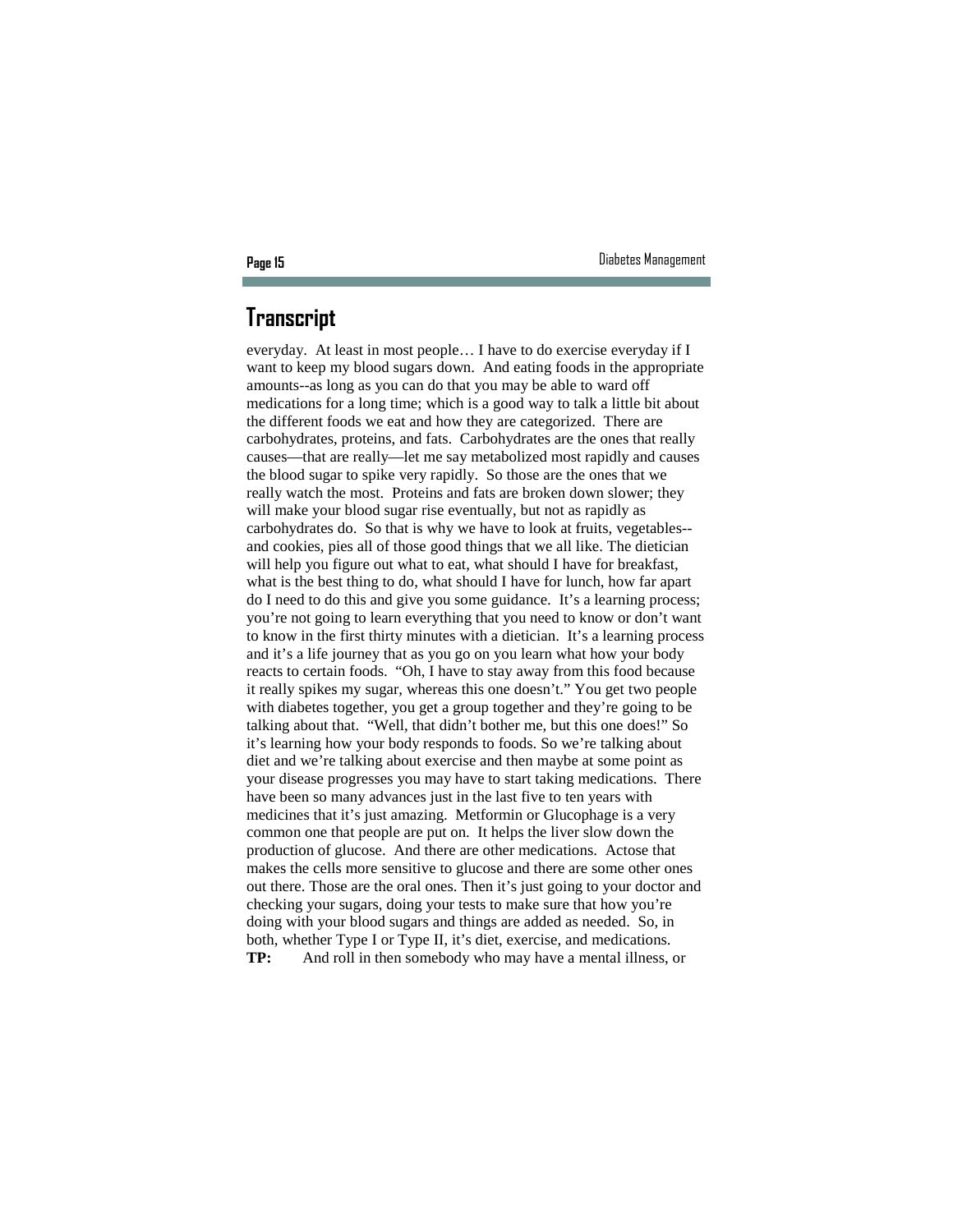## Transcript

everyday. At least in most people… I have to do exercise everyday if I want to keep my blood sugars down. And eating foods in the appropriate amounts--as long as you can do that you may be able to ward off medications for a long time; which is a good way to talk a little bit about the different foods we eat and how they are categorized. There are carbohydrates, proteins, and fats. Carbohydrates are the ones that really causes—that are really—let me say metabolized most rapidly and causes the blood sugar to spike very rapidly. So those are the ones that we really watch the most. Proteins and fats are broken down slower; they will make your blood sugar rise eventually, but not as rapidly as carbohydrates do. So that is why we have to look at fruits, vegetables--and cookies, pies all of those good things that we all like. The dietician will help you figure out what to eat, what should I have for breakfast, what is the best thing to do, what should I have for lunch, how far apart do I need to do this and give you some guidance. It's a learning process; you're not going to learn everything that you need to know or don't want to know in the first thirty minutes with a dietician. It's a learning process and it's a life journey that as you go on you learn what how your body reacts to certain foods. "Oh, I have to stay away from this food because it really spikes my sugar, whereas this one doesn't." You get two people with diabetes together, you get a group together and they're going to be talking about that. "Well, that didn't bother me, but this one does!" So it's learning how your body responds to foods. So we're talking about diet and we're talking about exercise and then maybe at some point as your disease progresses you may have to start taking medications. There have been so many advances just in the last five to ten years with medicines that it's just amazing. Metformin or Glucophage is a very common one that people are put on. It helps the liver slow down the production of glucose. And there are other medications. Actose that makes the cells more sensitive to glucose and there are some other ones out there. Those are the oral ones. Then it's just going to your doctor and checking your sugars, doing your tests to make sure that how you're doing with your blood sugars and things are added as needed. So, in both, whether Type I or Type II, it's diet, exercise, and medications.

**TP:** And roll in then somebody who may have a mental illness, or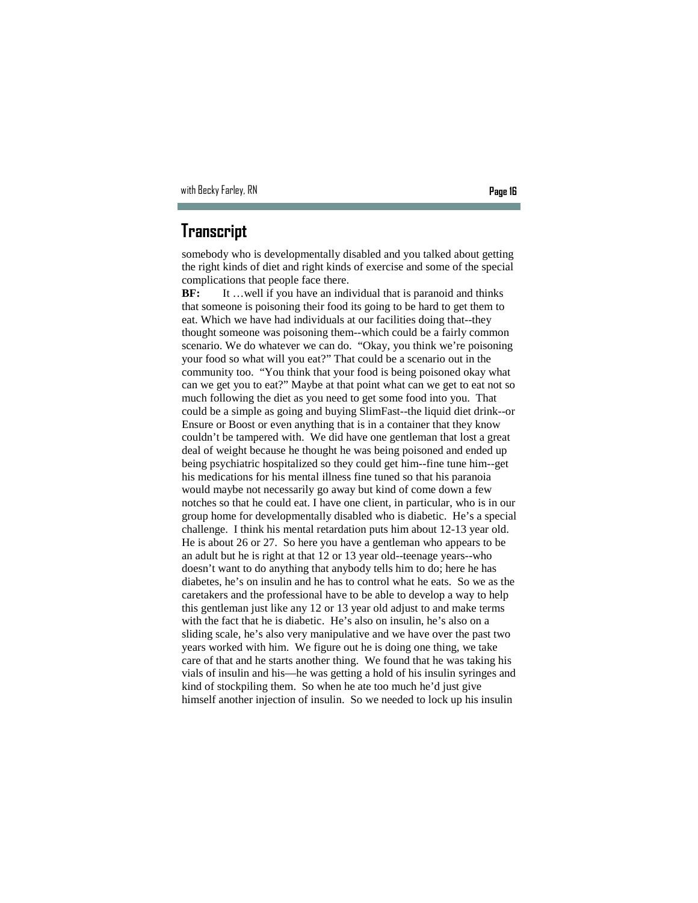## Transcript

somebody who is developmentally disabled and you talked about getting the right kinds of diet and right kinds of exercise and some of the special complications that people face there.

**BF:** It …well if you have an individual that is paranoid and thinks that someone is poisoning their food its going to be hard to get them to eat. Which we have had individuals at our facilities doing that--they thought someone was poisoning them--which could be a fairly common scenario. We do whatever we can do. "Okay, you think we're poisoning your food so what will you eat?" That could be a scenario out in the community too. "You think that your food is being poisoned okay what can we get you to eat?" Maybe at that point what can we get to eat not so much following the diet as you need to get some food into you. That could be a simple as going and buying SlimFast--the liquid diet drink--or Ensure or Boost or even anything that is in a container that they know couldn't be tampered with. We did have one gentleman that lost a great deal of weight because he thought he was being poisoned and ended up being psychiatric hospitalized so they could get him--fine tune him--get his medications for his mental illness fine tuned so that his paranoia would maybe not necessarily go away but kind of come down a few notches so that he could eat. I have one client, in particular, who is in our group home for developmentally disabled who is diabetic. He's a special challenge. I think his mental retardation puts him about 12-13 year old. He is about 26 or 27. So here you have a gentleman who appears to be an adult but he is right at that 12 or 13 year old--teenage years--who doesn't want to do anything that anybody tells him to do; here he has diabetes, he's on insulin and he has to control what he eats. So we as the caretakers and the professional have to be able to develop a way to help this gentleman just like any 12 or 13 year old adjust to and make terms with the fact that he is diabetic. He's also on insulin, he's also on a sliding scale, he's also very manipulative and we have over the past two years worked with him. We figure out he is doing one thing, we take care of that and he starts another thing. We found that he was taking his vials of insulin and his—he was getting a hold of his insulin syringes and kind of stockpiling them. So when he ate too much he'd just give himself another injection of insulin. So we needed to lock up his insulin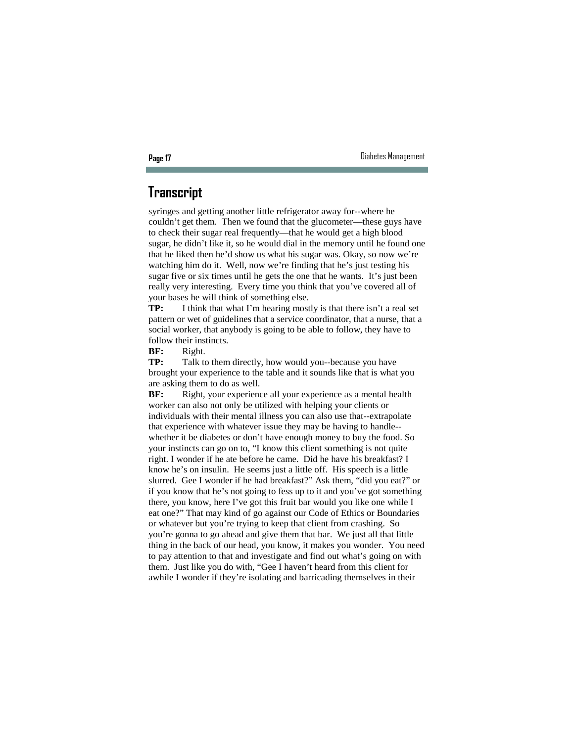## Transcript

syringes and getting another little refrigerator away for--where he couldn't get them. Then we found that the glucometer—these guys have to check their sugar real frequently—that he would get a high blood sugar, he didn't like it, so he would dial in the memory until he found one that he liked then he'd show us what his sugar was. Okay, so now we're watching him do it. Well, now we're finding that he's just testing his sugar five or six times until he gets the one that he wants. It's just been really very interesting. Every time you think that you've covered all of your bases he will think of something else.

**TP:** I think that what I'm hearing mostly is that there isn't a real set pattern or wet of guidelines that a service coordinator, that a nurse, that a social worker, that anybody is going to be able to follow, they have to follow their instincts.

**BF:** Right.

**TP:** Talk to them directly, how would you--because you have brought your experience to the table and it sounds like that is what you are asking them to do as well.

**BF:** Right, your experience all your experience as a mental health worker can also not only be utilized with helping your clients or individuals with their mental illness you can also use that--extrapolate that experience with whatever issue they may be having to handle--whether it be diabetes or don't have enough money to buy the food. So your instincts can go on to, "I know this client something is not quite right. I wonder if he ate before he came. Did he have his breakfast? I know he's on insulin. He seems just a little off. His speech is a little slurred. Gee I wonder if he had breakfast?" Ask them, "did you eat?" or if you know that he's not going to fess up to it and you've got something there, you know, here I've got this fruit bar would you like one while I eat one?" That may kind of go against our Code of Ethics or Boundaries or whatever but you're trying to keep that client from crashing. So you're gonna to go ahead and give them that bar. We just all that little thing in the back of our head, you know, it makes you wonder. You need to pay attention to that and investigate and find out what's going on with them. Just like you do with, "Gee I haven't heard from this client for awhile I wonder if they're isolating and barricading themselves in their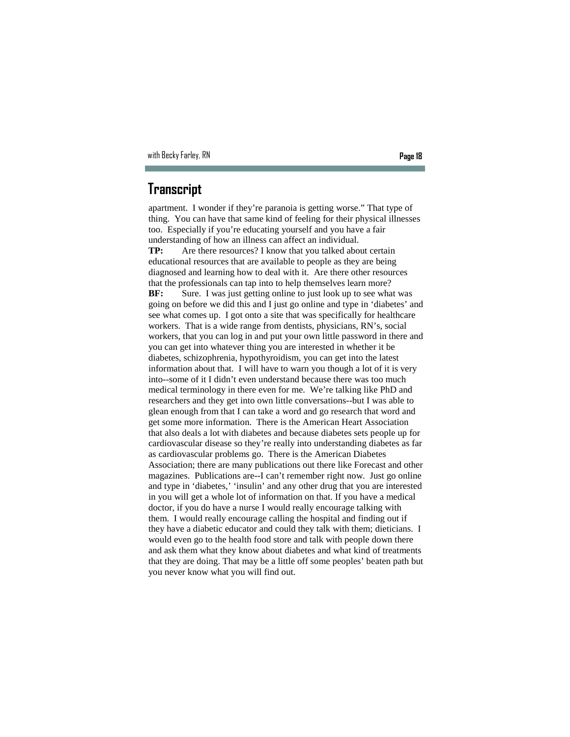## Transcript

apartment. I wonder if they're paranoia is getting worse." That type of thing. You can have that same kind of feeling for their physical illnesses too. Especially if you're educating yourself and you have a fair understanding of how an illness can affect an individual.

**TP:** Are there resources? I know that you talked about certain educational resources that are available to people as they are being diagnosed and learning how to deal with it. Are there other resources that the professionals can tap into to help themselves learn more?

**BF:** Sure. I was just getting online to just look up to see what was going on before we did this and I just go online and type in 'diabetes' and see what comes up. I got onto a site that was specifically for healthcare workers. That is a wide range from dentists, physicians, RN's, social workers, that you can log in and put your own little password in there and you can get into whatever thing you are interested in whether it be diabetes, schizophrenia, hypothyroidism, you can get into the latest information about that. I will have to warn you though a lot of it is very into--some of it I didn't even understand because there was too much medical terminology in there even for me. We're talking like PhD and researchers and they get into own little conversations--but I was able to glean enough from that I can take a word and go research that word and get some more information. There is the American Heart Association that also deals a lot with diabetes and because diabetes sets people up for cardiovascular disease so they're really into understanding diabetes as far as cardiovascular problems go. There is the American Diabetes Association; there are many publications out there like Forecast and other magazines. Publications are--I can't remember right now. Just go online and type in 'diabetes,' 'insulin' and any other drug that you are interested in you will get a whole lot of information on that. If you have a medical doctor, if you do have a nurse I would really encourage talking with them. I would really encourage calling the hospital and finding out if they have a diabetic educator and could they talk with them; dieticians. I would even go to the health food store and talk with people down there and ask them what they know about diabetes and what kind of treatments that they are doing. That may be a little off some peoples' beaten path but you never know what you will find out.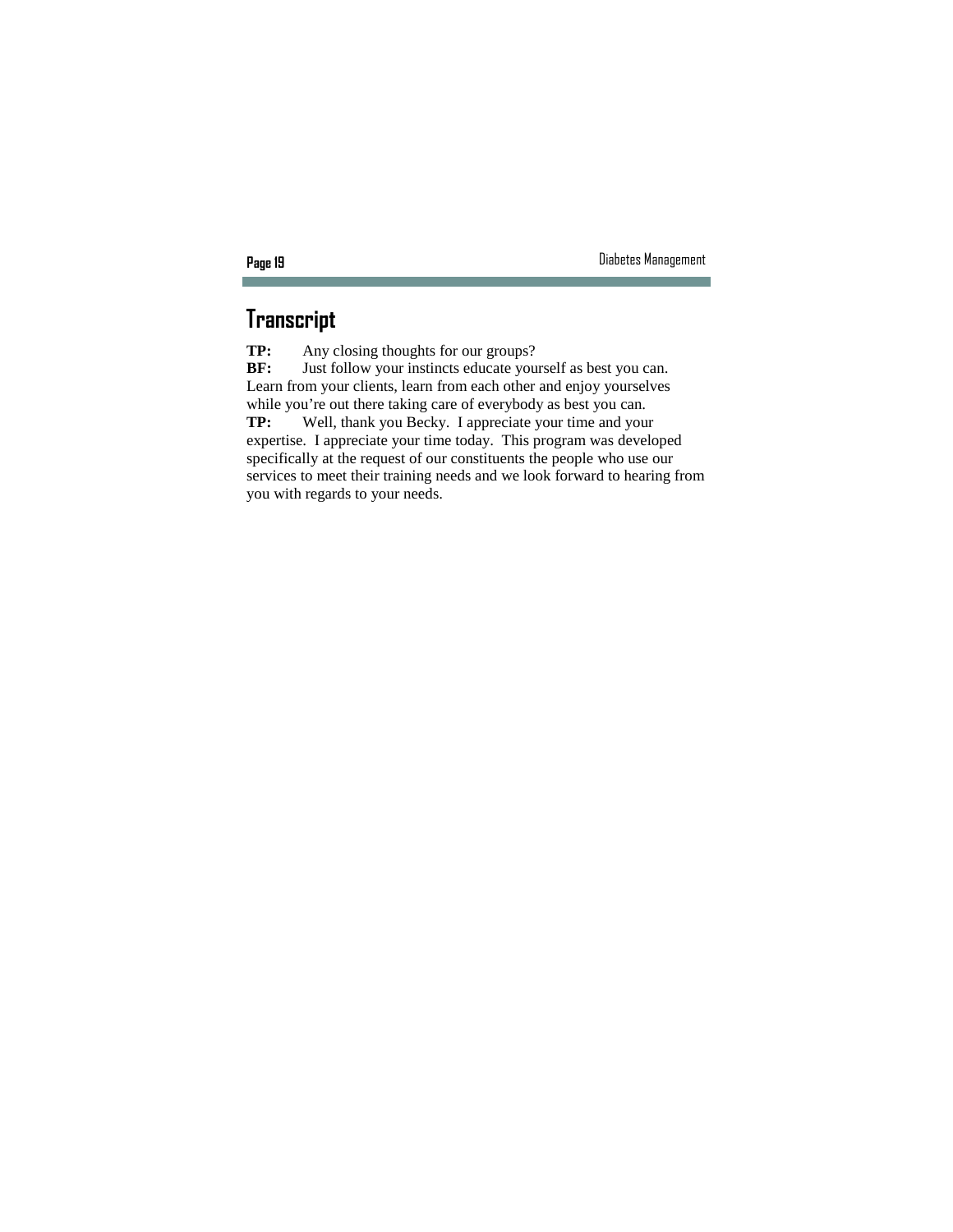## Transcript

**TP:** Any closing thoughts for our groups?

**BF:** Just follow your instincts educate yourself as best you can. Learn from your clients, learn from each other and enjoy yourselves while you're out there taking care of everybody as best you can.

**TP:** Well, thank you Becky. I appreciate your time and your expertise. I appreciate your time today. This program was developed specifically at the request of our constituents the people who use our services to meet their training needs and we look forward to hearing from you with regards to your needs.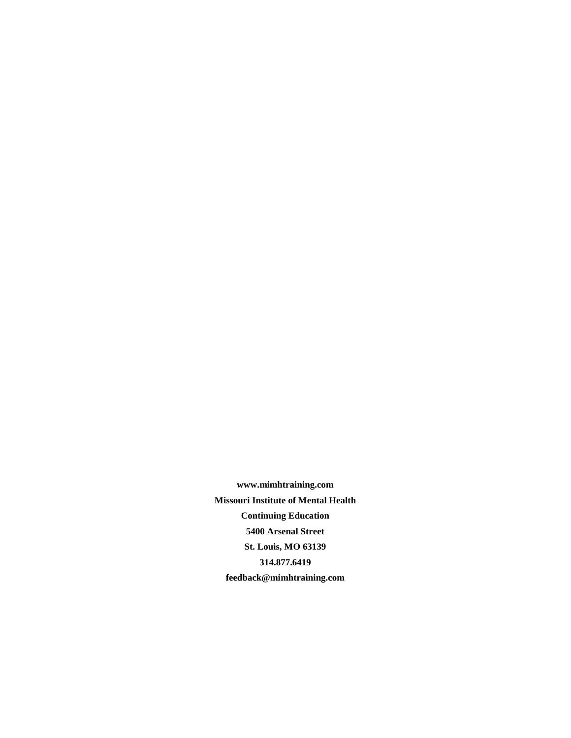**www.mimhtraining.com**

**Missouri Institute of Mental Health**

**Continuing Education**

**5400 Arsenal Street**

**St. Louis, MO 63139**

**314.877.6419**

**feedback@mimhtraining.com**